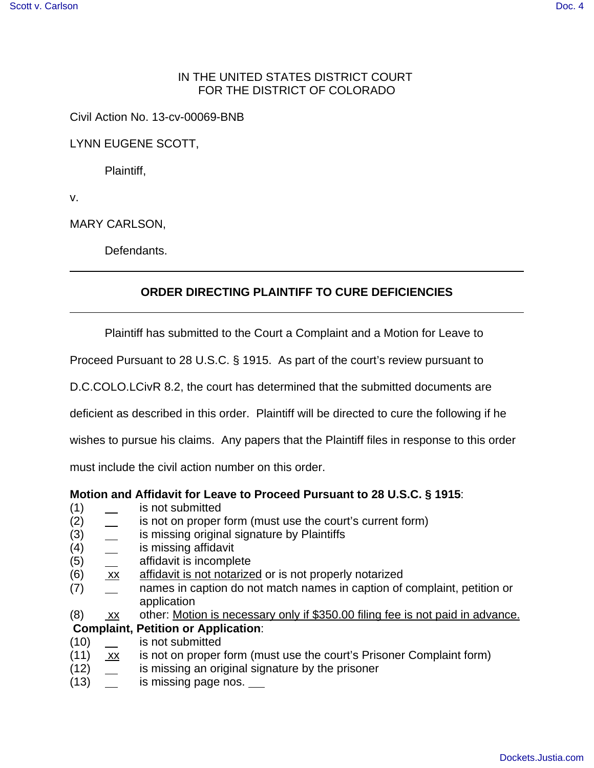IN THE UNITED STATES DISTRICT COURT
FOR THE DISTRICT OF COLORADO

Civil Action No. 13-cv-00069-BNB

LYNN EUGENE SCOTT,

Plaintiff,

v.

MARY CARLSON,

Defendants.

---

**ORDER DIRECTING PLAINTIFF TO CURE DEFICIENCIES**

---

Plaintiff has submitted to the Court a Complaint and a Motion for Leave to Proceed Pursuant to 28 U.S.C. § 1915. As part of the court's review pursuant to D.C.COLO.LCivR 8.2, the court has determined that the submitted documents are deficient as described in this order. Plaintiff will be directed to cure the following if he wishes to pursue his claims. Any papers that the Plaintiff files in response to this order must include the civil action number on this order.

**Motion and Affidavit for Leave to Proceed Pursuant to 28 U.S.C. § 1915**:

(1) ___ is not submitted
(2) ___ is not on proper form (must use the court's current form)
(3) ___ is missing original signature by Plaintiffs
(4) ___ is missing affidavit
(5) ___ affidavit is incomplete
(6) xx affidavit is not notarized or is not properly notarized
(7) ___ names in caption do not match names in caption of complaint, petition or application
(8) xx other: Motion is necessary only if $350.00 filing fee is not paid in advance.

**Complaint, Petition or Application**:

(10) ___ is not submitted
(11) xx is not on proper form (must use the court's Prisoner Complaint form)
(12) ___ is missing an original signature by the prisoner
(13) ___ is missing page nos. ___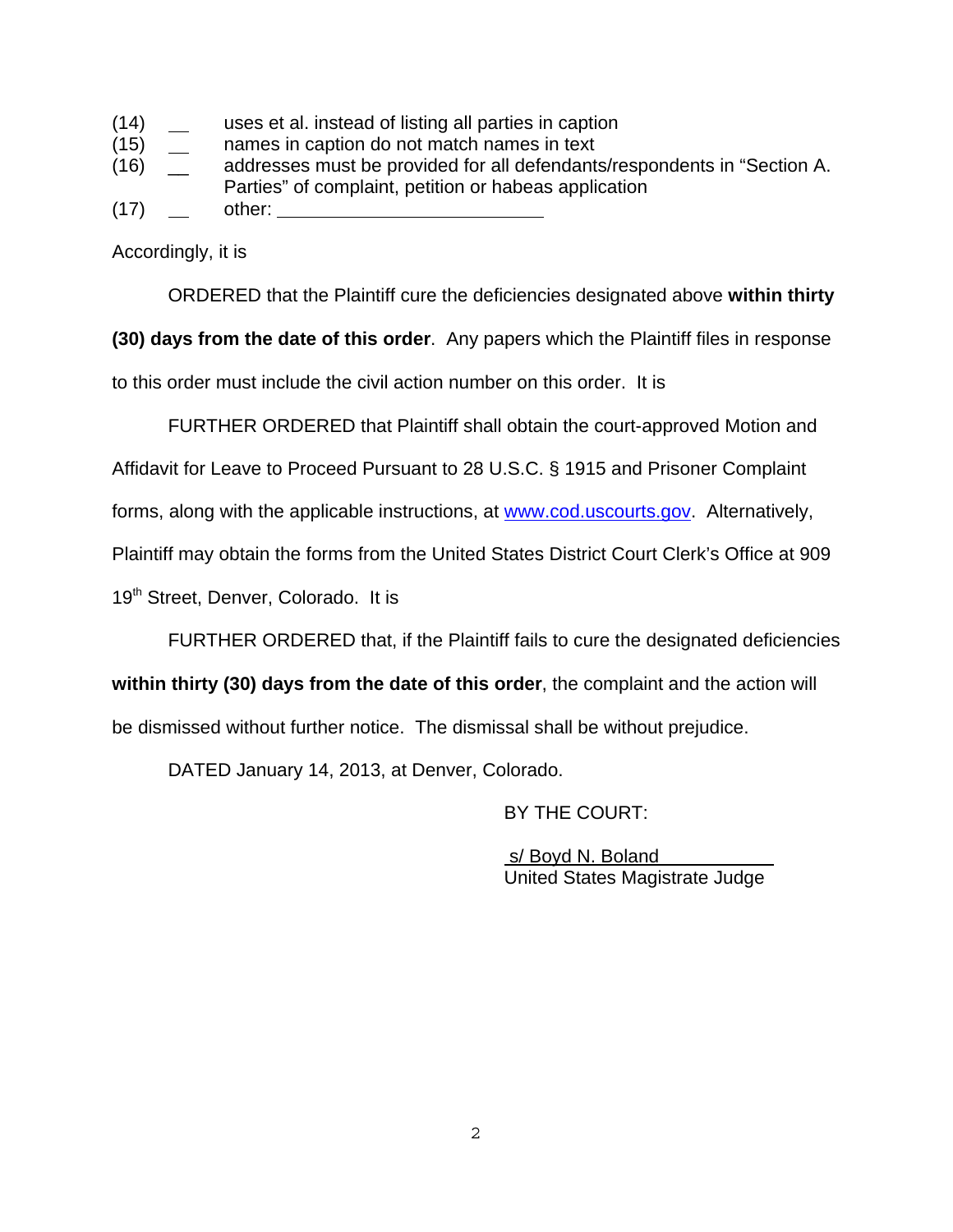(14) __ uses et al. instead of listing all parties in caption
(15) __ names in caption do not match names in text
(16) __ addresses must be provided for all defendants/respondents in “Section A. Parties” of complaint, petition or habeas application
(17) __ other: ____________________________

Accordingly, it is

ORDERED that the Plaintiff cure the deficiencies designated above **within thirty (30) days from the date of this order**. Any papers which the Plaintiff files in response to this order must include the civil action number on this order. It is

FURTHER ORDERED that Plaintiff shall obtain the court-approved Motion and Affidavit for Leave to Proceed Pursuant to 28 U.S.C. § 1915 and Prisoner Complaint forms, along with the applicable instructions, at www.cod.uscourts.gov. Alternatively, Plaintiff may obtain the forms from the United States District Court Clerk’s Office at 909 19th Street, Denver, Colorado. It is

FURTHER ORDERED that, if the Plaintiff fails to cure the designated deficiencies **within thirty (30) days from the date of this order**, the complaint and the action will be dismissed without further notice. The dismissal shall be without prejudice.

DATED January 14, 2013, at Denver, Colorado.

BY THE COURT:

s/ Boyd N. Boland
United States Magistrate Judge